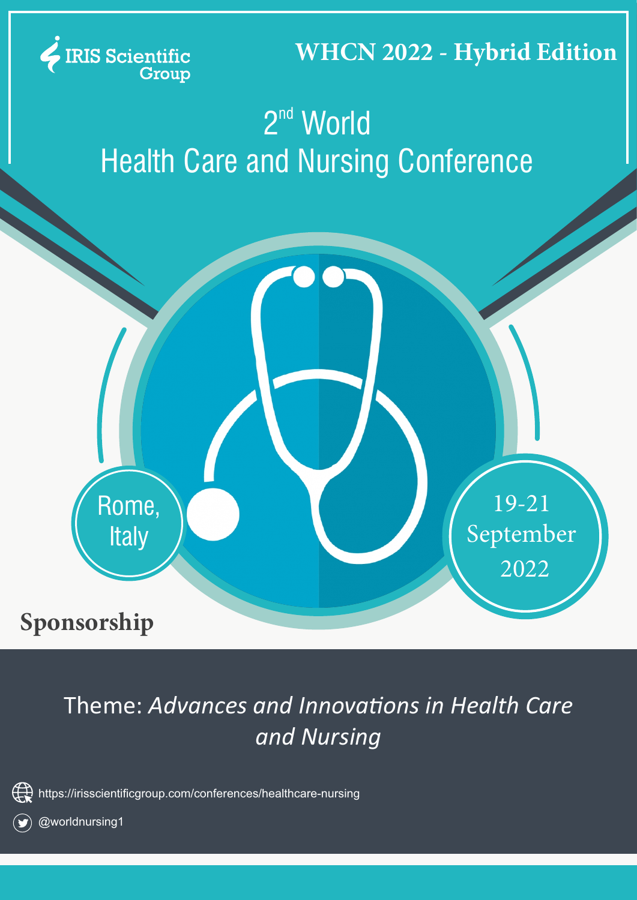IRIS Scientific Group

**WHCN 2022 - Hybrid Edition**

# 2nd World Health Care and Nursing Conference

Rome, Italy

19-21 September 2022

## Sponsorship

Theme: *Advances and Innovations in Health Care and Nursing*

https://irisscientificgroup.com/conferences/healthcare-nursing

@worldnursing1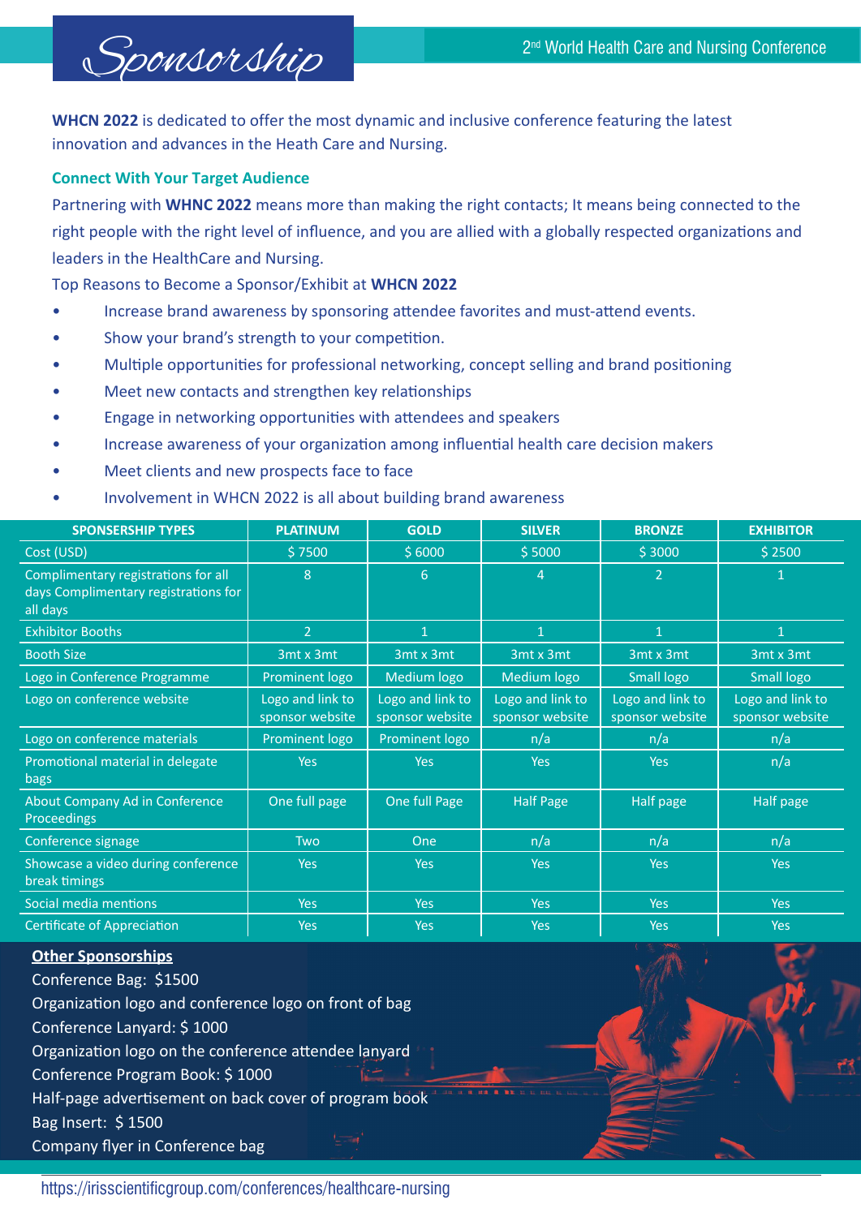# Sponsorship

**WHCN 2022** is dedicated to offer the most dynamic and inclusive conference featuring the latest innovation and advances in the Heath Care and Nursing.

### Connect With Your Target Audience

Partnering with **WHNC 2022** means more than making the right contacts; It means being connected to the right people with the right level of influence, and you are allied with a globally respected organizations and leaders in the HealthCare and Nursing.

Top Reasons to Become a Sponsor/Exhibit at **WHCN 2022**

- Increase brand awareness by sponsoring attendee favorites and must-attend events.
- Show your brand's strength to your competition.
- Multiple opportunities for professional networking, concept selling and brand positioning
- Meet new contacts and strengthen key relationships
- Engage in networking opportunities with attendees and speakers
- Increase awareness of your organization among influential health care decision makers
- Meet clients and new prospects face to face
- Involvement in WHCN 2022 is all about building brand awareness

| SPONSERSHIP TYPES | PLATINUM | GOLD | SILVER | BRONZE | EXHIBITOR |
|---|---|---|---|---|---|
| Cost (USD) | $ 7500 | $ 6000 | $ 5000 | $ 3000 | $ 2500 |
| Complimentary registrations for all days Complimentary registrations for all days | 8 | 6 | 4 | 2 | 1 |
| Exhibitor Booths | 2 | 1 | 1 | 1 | 1 |
| Booth Size | 3mt x 3mt | 3mt x 3mt | 3mt x 3mt | 3mt x 3mt | 3mt x 3mt |
| Logo in Conference Programme | Prominent logo | Medium logo | Medium logo | Small logo | Small logo |
| Logo on conference website | Logo and link to sponsor website | Logo and link to sponsor website | Logo and link to sponsor website | Logo and link to sponsor website | Logo and link to sponsor website |
| Logo on conference materials | Prominent logo | Prominent logo | n/a | n/a | n/a |
| Promotional material in delegate bags | Yes | Yes | Yes | Yes | n/a |
| About Company Ad in Conference Proceedings | One full page | One full Page | Half Page | Half page | Half page |
| Conference signage | Two | One | n/a | n/a | n/a |
| Showcase a video during conference break timings | Yes | Yes | Yes | Yes | Yes |
| Social media mentions | Yes | Yes | Yes | Yes | Yes |
| Certificate of Appreciation | Yes | Yes | Yes | Yes | Yes |

**Other Sponsorships**

Conference Bag: $1500

Organization logo and conference logo on front of bag

Conference Lanyard: $ 1000

Organization logo on the conference attendee lanyard

Conference Program Book: $ 1000

Half-page advertisement on back cover of program book

Bag Insert: $ 1500

Company flyer in Conference bag

https://irisscientificgroup.com/conferences/healthcare-nursing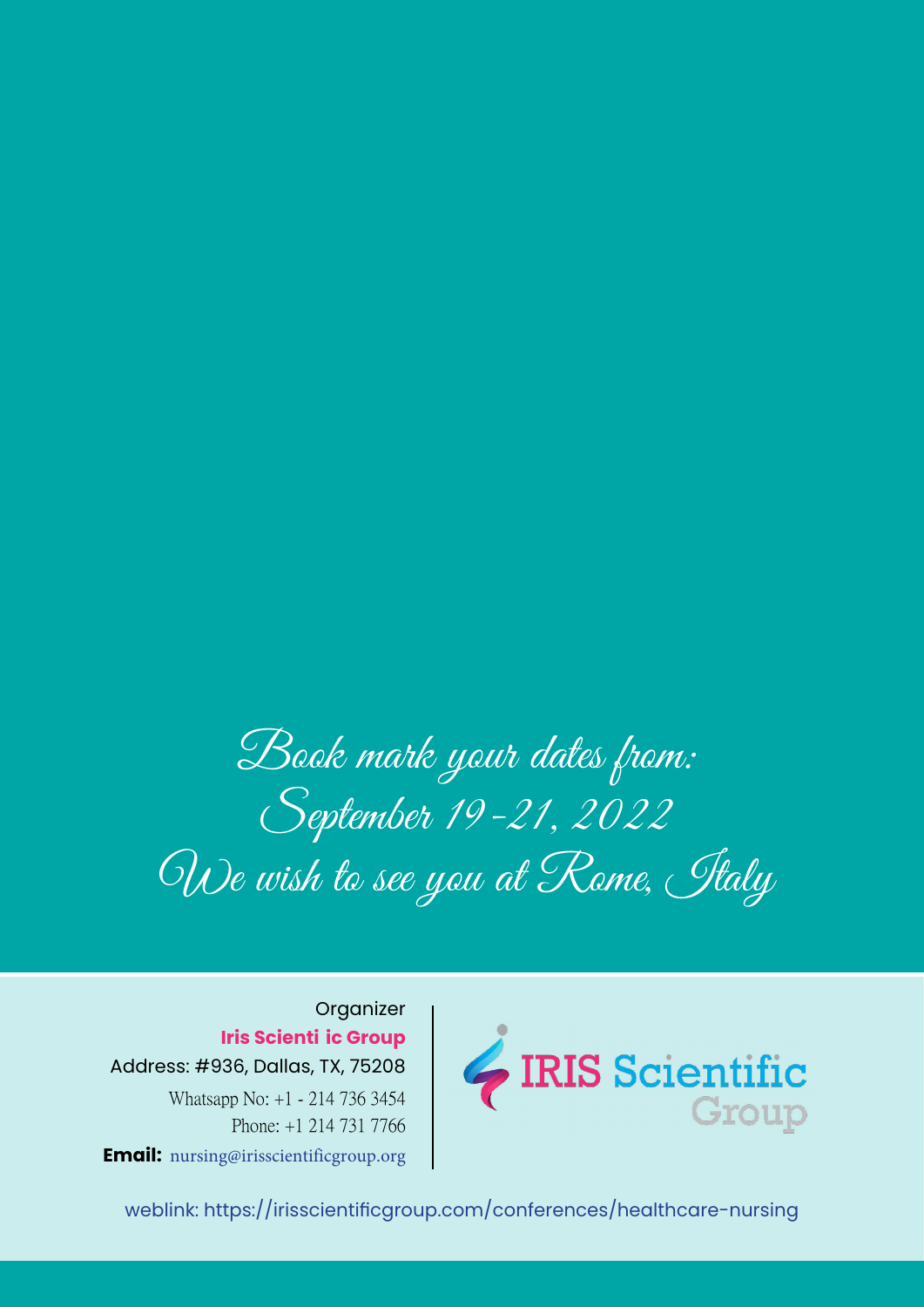Book mark your dates from:
September 19-21, 2022
We wish to see you at Rome, Italy

Organizer
**Iris Scienti ic Group**
Address: #936, Dallas, TX, 75208
Whatsapp No: +1 - 214 736 3454
Phone: +1 214 731 7766
**Email:** nursing@irisscientificgroup.org

IRIS Scientific Group

weblink: https://irisscientificgroup.com/conferences/healthcare-nursing